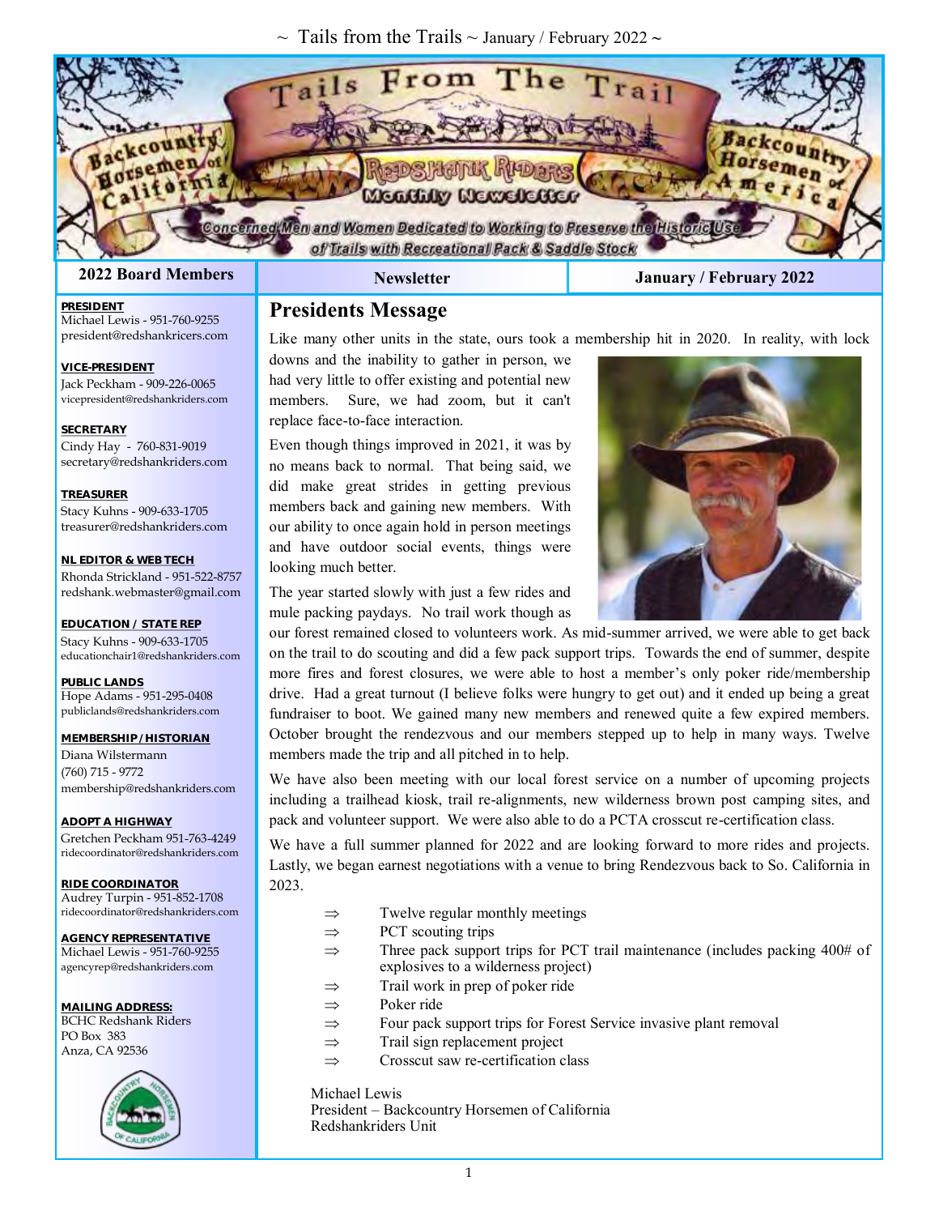# Tails From The Trail

Backcountry Horsemen of California — Redshank Riders Monthly Newsletter — Backcountry Horsemen of America

Concerned Men and Women Dedicated to Working to Preserve the Historic Use of Trails with Recreational Pack & Saddle Stock

| 2022 Board Members | Newsletter | January / February 2022 |
|---|---|---|

## 2022 Board Members

**PRESIDENT**
Michael Lewis - 951-760-9255
president@redshankricers.com

**VICE-PRESIDENT**
Jack Peckham - 909-226-0065
vicepresident@redshankriders.com

**SECRETARY**
Cindy Hay - 760-831-9019
secretary@redshankriders.com

**TREASURER**
Stacy Kuhns - 909-633-1705
treasurer@redshankriders.com

**NL EDITOR & WEB TECH**
Rhonda Strickland - 951-522-8757
redshank.webmaster@gmail.com

**EDUCATION / STATE REP**
Stacy Kuhns - 909-633-1705
educationchair1@redshankriders.com

**PUBLIC LANDS**
Hope Adams - 951-295-0408
publiclands@redshankriders.com

**MEMBERSHIP / HISTORIAN**
Diana Wilstermann
(760) 715 - 9772
membership@redshankriders.com

**ADOPT A HIGHWAY**
Gretchen Peckham 951-763-4249
ridecoordinator@redshankriders.com

**RIDE COORDINATOR**
Audrey Turpin - 951-852-1708
ridecoordinator@redshankriders.com

**AGENCY REPRESENTATIVE**
Michael Lewis - 951-760-9255
agencyrep@redshankriders.com

**MAILING ADDRESS:**
BCHC Redshank Riders
PO Box 383
Anza, CA 92536

## Presidents Message

Like many other units in the state, ours took a membership hit in 2020. In reality, with lock downs and the inability to gather in person, we had very little to offer existing and potential new members. Sure, we had zoom, but it can't replace face-to-face interaction.

Even though things improved in 2021, it was by no means back to normal. That being said, we did make great strides in getting previous members back and gaining new members. With our ability to once again hold in person meetings and have outdoor social events, things were looking much better.

The year started slowly with just a few rides and mule packing paydays. No trail work though as our forest remained closed to volunteers work. As mid-summer arrived, we were able to get back on the trail to do scouting and did a few pack support trips. Towards the end of summer, despite more fires and forest closures, we were able to host a member's only poker ride/membership drive. Had a great turnout (I believe folks were hungry to get out) and it ended up being a great fundraiser to boot. We gained many new members and renewed quite a few expired members. October brought the rendezvous and our members stepped up to help in many ways. Twelve members made the trip and all pitched in to help.

We have also been meeting with our local forest service on a number of upcoming projects including a trailhead kiosk, trail re-alignments, new wilderness brown post camping sites, and pack and volunteer support. We were also able to do a PCTA crosscut re-certification class.

We have a full summer planned for 2022 and are looking forward to more rides and projects. Lastly, we began earnest negotiations with a venue to bring Rendezvous back to So. California in 2023.

- ⇒ Twelve regular monthly meetings
- ⇒ PCT scouting trips
- ⇒ Three pack support trips for PCT trail maintenance (includes packing 400# of explosives to a wilderness project)
- ⇒ Trail work in prep of poker ride
- ⇒ Poker ride
- ⇒ Four pack support trips for Forest Service invasive plant removal
- ⇒ Trail sign replacement project
- ⇒ Crosscut saw re-certification class

Michael Lewis
President – Backcountry Horsemen of California
Redshankriders Unit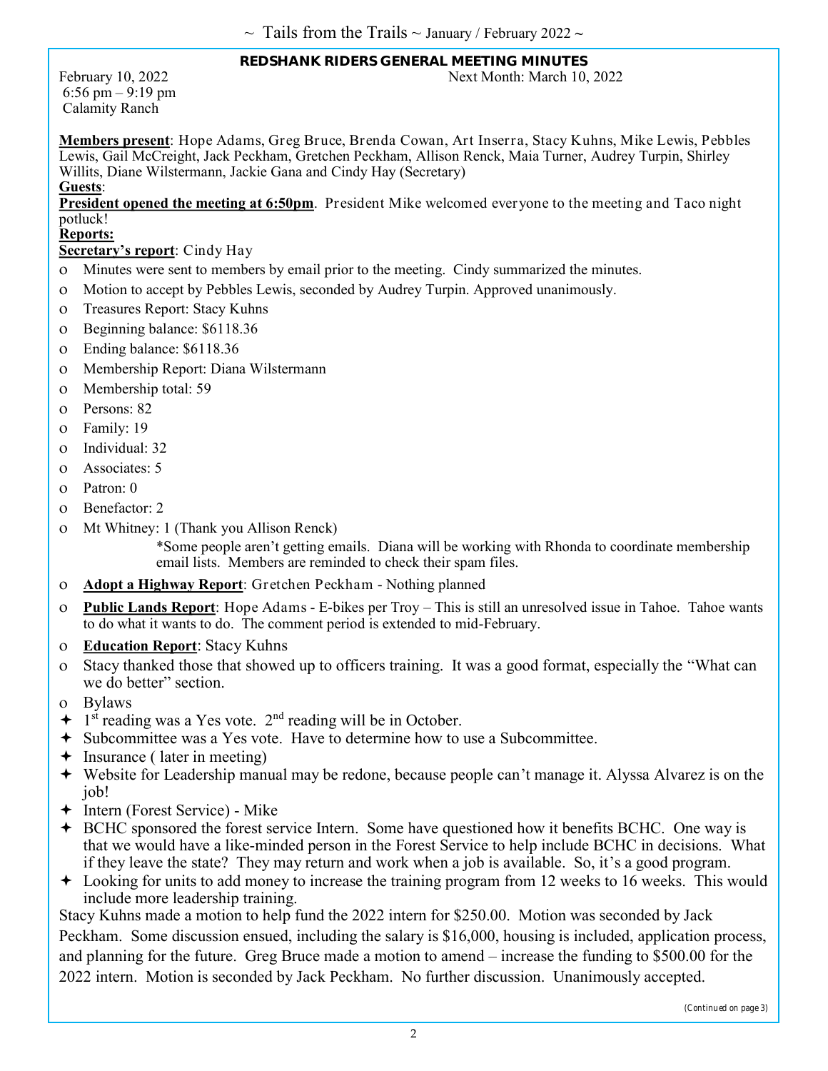## REDSHANK RIDERS GENERAL MEETING MINUTES

February 10, 2022
6:56 pm – 9:19 pm
Calamity Ranch

Next Month: March 10, 2022

**Members present**: Hope Adams, Greg Bruce, Brenda Cowan, Art Inserra, Stacy Kuhns, Mike Lewis, Pebbles Lewis, Gail McCreight, Jack Peckham, Gretchen Peckham, Allison Renck, Maia Turner, Audrey Turpin, Shirley Willits, Diane Wilstermann, Jackie Gana and Cindy Hay (Secretary)

**Guests**:

**President opened the meeting at 6:50pm**. President Mike welcomed everyone to the meeting and Taco night potluck!

**Reports:**

**Secretary's report**: Cindy Hay

- Minutes were sent to members by email prior to the meeting. Cindy summarized the minutes.
- Motion to accept by Pebbles Lewis, seconded by Audrey Turpin. Approved unanimously.
- Treasures Report: Stacy Kuhns
- Beginning balance: $6118.36
- Ending balance: $6118.36
- Membership Report: Diana Wilstermann
- Membership total: 59
- Persons: 82
- Family: 19
- Individual: 32
- Associates: 5
- Patron: 0
- Benefactor: 2
- Mt Whitney: 1 (Thank you Allison Renck)

  *Some people aren't getting emails. Diana will be working with Rhonda to coordinate membership email lists. Members are reminded to check their spam files.

- **Adopt a Highway Report**: Gretchen Peckham - Nothing planned
- **Public Lands Report**: Hope Adams - E-bikes per Troy – This is still an unresolved issue in Tahoe. Tahoe wants to do what it wants to do. The comment period is extended to mid-February.
- **Education Report**: Stacy Kuhns
- Stacy thanked those that showed up to officers training. It was a good format, especially the "What can we do better" section.
- Bylaws

✦ 1st reading was a Yes vote. 2nd reading will be in October.
✦ Subcommittee was a Yes vote. Have to determine how to use a Subcommittee.
✦ Insurance ( later in meeting)
✦ Website for Leadership manual may be redone, because people can't manage it. Alyssa Alvarez is on the job!
✦ Intern (Forest Service) - Mike
✦ BCHC sponsored the forest service Intern. Some have questioned how it benefits BCHC. One way is that we would have a like-minded person in the Forest Service to help include BCHC in decisions. What if they leave the state? They may return and work when a job is available. So, it's a good program.
✦ Looking for units to add money to increase the training program from 12 weeks to 16 weeks. This would include more leadership training.

Stacy Kuhns made a motion to help fund the 2022 intern for $250.00. Motion was seconded by Jack Peckham. Some discussion ensued, including the salary is $16,000, housing is included, application process, and planning for the future. Greg Bruce made a motion to amend – increase the funding to $500.00 for the 2022 intern. Motion is seconded by Jack Peckham. No further discussion. Unanimously accepted.

*(Continued on page 3)*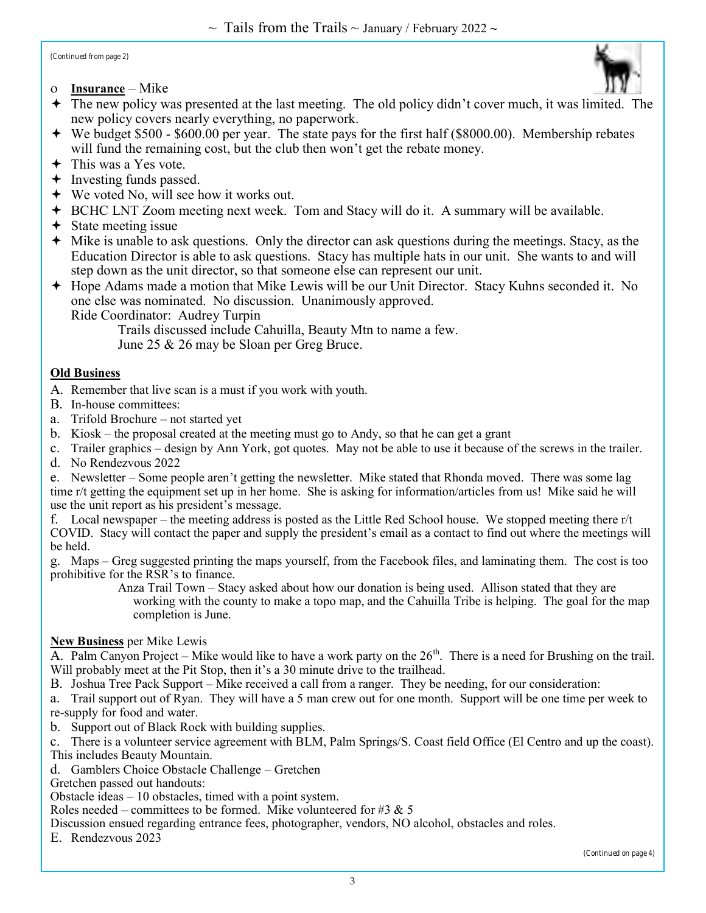*(Continued from page 2)*

- **Insurance** – Mike
  - The new policy was presented at the last meeting. The old policy didn't cover much, it was limited. The new policy covers nearly everything, no paperwork.
  - We budget $500 - $600.00 per year. The state pays for the first half ($8000.00). Membership rebates will fund the remaining cost, but the club then won't get the rebate money.
  - This was a Yes vote.
  - Investing funds passed.
  - We voted No, will see how it works out.
  - BCHC LNT Zoom meeting next week. Tom and Stacy will do it. A summary will be available.
  - State meeting issue
  - Mike is unable to ask questions. Only the director can ask questions during the meetings. Stacy, as the Education Director is able to ask questions. Stacy has multiple hats in our unit. She wants to and will step down as the unit director, so that someone else can represent our unit.
  - Hope Adams made a motion that Mike Lewis will be our Unit Director. Stacy Kuhns seconded it. No one else was nominated. No discussion. Unanimously approved.

    Ride Coordinator: Audrey Turpin

    Trails discussed include Cahuilla, Beauty Mtn to name a few.

    June 25 & 26 may be Sloan per Greg Bruce.

**Old Business**

A. Remember that live scan is a must if you work with youth.

B. In-house committees:

a. Trifold Brochure – not started yet

b. Kiosk – the proposal created at the meeting must go to Andy, so that he can get a grant

c. Trailer graphics – design by Ann York, got quotes. May not be able to use it because of the screws in the trailer.

d. No Rendezvous 2022

e. Newsletter – Some people aren't getting the newsletter. Mike stated that Rhonda moved. There was some lag time r/t getting the equipment set up in her home. She is asking for information/articles from us! Mike said he will use the unit report as his president's message.

f. Local newspaper – the meeting address is posted as the Little Red School house. We stopped meeting there r/t COVID. Stacy will contact the paper and supply the president's email as a contact to find out where the meetings will be held.

g. Maps – Greg suggested printing the maps yourself, from the Facebook files, and laminating them. The cost is too prohibitive for the RSR's to finance.

Anza Trail Town – Stacy asked about how our donation is being used. Allison stated that they are working with the county to make a topo map, and the Cahuilla Tribe is helping. The goal for the map completion is June.

**New Business** per Mike Lewis

A. Palm Canyon Project – Mike would like to have a work party on the 26th. There is a need for Brushing on the trail. Will probably meet at the Pit Stop, then it's a 30 minute drive to the trailhead.

B. Joshua Tree Pack Support – Mike received a call from a ranger. They be needing, for our consideration:

a. Trail support out of Ryan. They will have a 5 man crew out for one month. Support will be one time per week to re-supply for food and water.

b. Support out of Black Rock with building supplies.

c. There is a volunteer service agreement with BLM, Palm Springs/S. Coast field Office (El Centro and up the coast). This includes Beauty Mountain.

d. Gamblers Choice Obstacle Challenge – Gretchen

Gretchen passed out handouts:

Obstacle ideas – 10 obstacles, timed with a point system.

Roles needed – committees to be formed. Mike volunteered for #3 & 5

Discussion ensued regarding entrance fees, photographer, vendors, NO alcohol, obstacles and roles.

E. Rendezvous 2023

*(Continued on page 4)*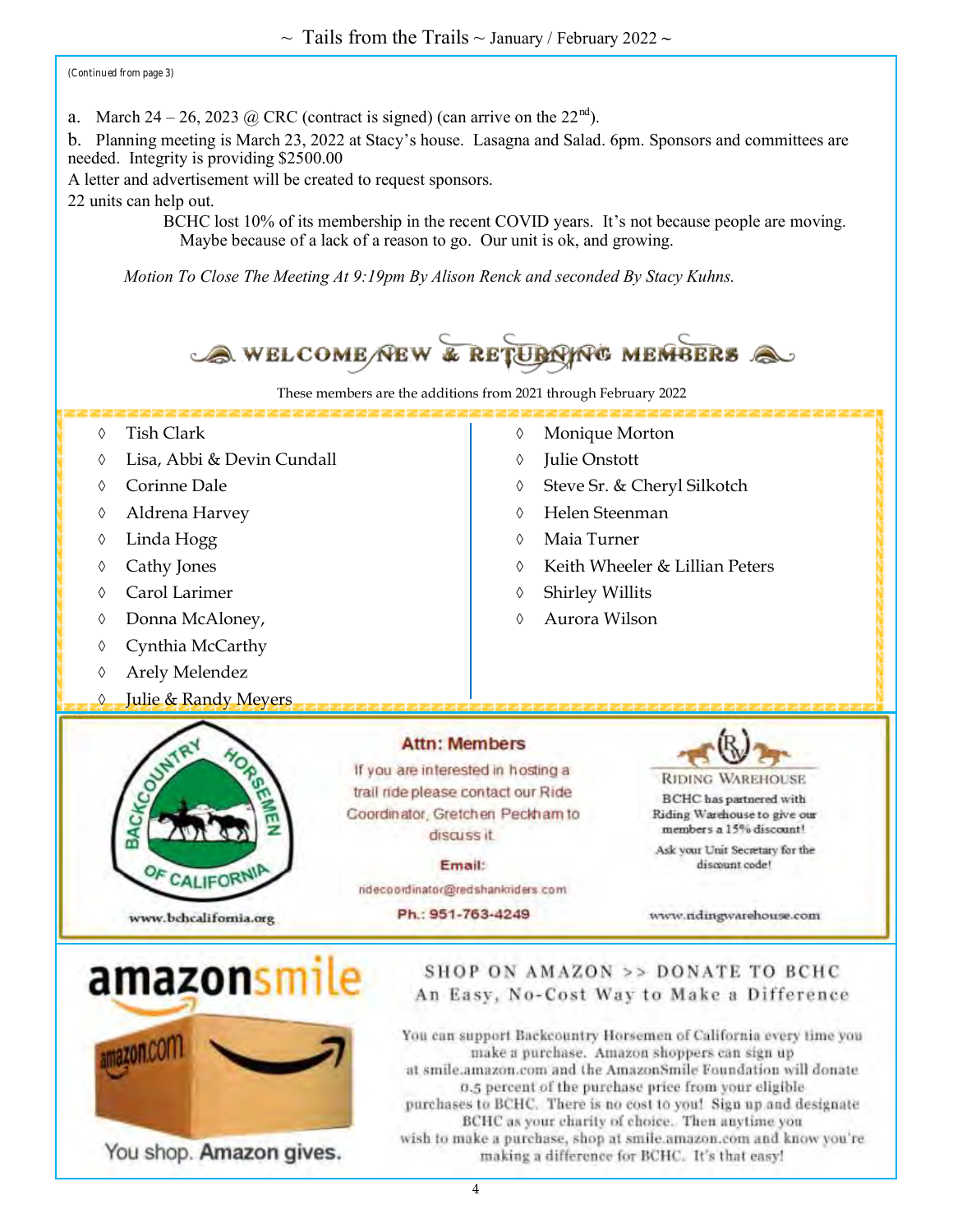(Continued from page 3)

a. March 24 – 26, 2023 @ CRC (contract is signed) (can arrive on the 22nd).

b. Planning meeting is March 23, 2022 at Stacy's house. Lasagna and Salad. 6pm. Sponsors and committees are needed. Integrity is providing $2500.00

A letter and advertisement will be created to request sponsors.

22 units can help out.

BCHC lost 10% of its membership in the recent COVID years. It's not because people are moving. Maybe because of a lack of a reason to go. Our unit is ok, and growing.

*Motion To Close The Meeting At 9:19pm By Alison Renck and seconded By Stacy Kuhns.*

## WELCOME NEW & RETURNING MEMBERS

These members are the additions from 2021 through February 2022

- Tish Clark
- Lisa, Abbi & Devin Cundall
- Corinne Dale
- Aldrena Harvey
- Linda Hogg
- Cathy Jones
- Carol Larimer
- Donna McAloney,
- Cynthia McCarthy
- Arely Melendez
- Julie & Randy Meyers
- Monique Morton
- Julie Onstott
- Steve Sr. & Cheryl Silkotch
- Helen Steenman
- Maia Turner
- Keith Wheeler & Lillian Peters
- Shirley Willits
- Aurora Wilson

BACKCOUNTRY HORSEMEN OF CALIFORNIA

www.bchcalifornia.org

**Attn: Members**

If you are interested in hosting a trail ride please contact our Ride Coordinator, Gretchen Peckham to discuss it.

**Email:**

ridecoordinator@redshankriders.com

**Ph.: 951-763-4249**

RIDING WAREHOUSE

BCHC has partnered with Riding Warehouse to give our members a 15% discount!

Ask your Unit Secretary for the discount code!

www.ridingwarehouse.com

amazonsmile

You shop. **Amazon gives.**

SHOP ON AMAZON >> DONATE TO BCHC

An Easy, No-Cost Way to Make a Difference

You can support Backcountry Horsemen of California every time you make a purchase. Amazon shoppers can sign up at smile.amazon.com and the AmazonSmile Foundation will donate 0.5 percent of the purchase price from your eligible purchases to BCHC. There is no cost to you! Sign up and designate BCHC as your charity of choice. Then anytime you wish to make a purchase, shop at smile.amazon.com and know you're making a difference for BCHC. It's that easy!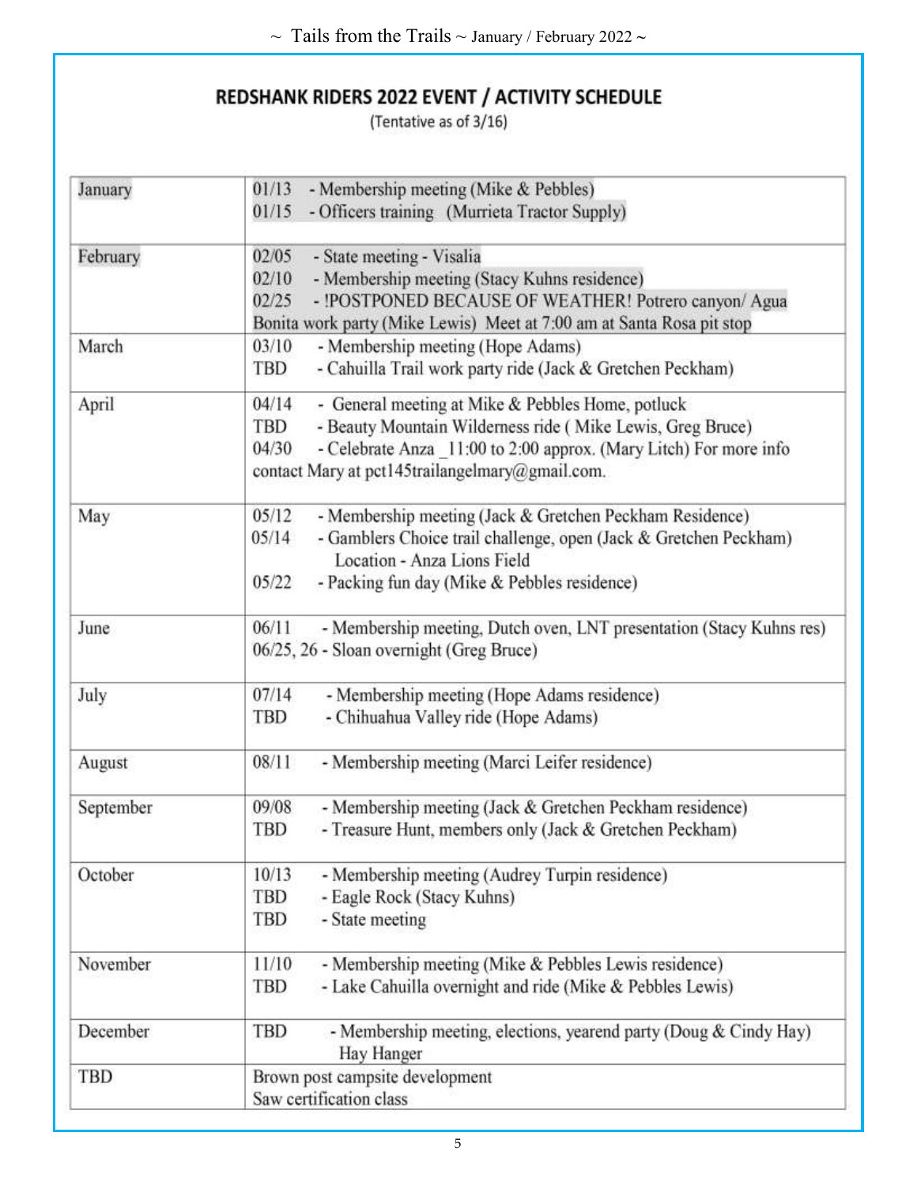## REDSHANK RIDERS 2022 EVENT / ACTIVITY SCHEDULE

(Tentative as of 3/16)

| Month | Events |
|---|---|
| January | 01/13 - Membership meeting (Mike & Pebbles)<br>01/15 - Officers training (Murrieta Tractor Supply) |
| February | 02/05 - State meeting - Visalia<br>02/10 - Membership meeting (Stacy Kuhns residence)<br>02/25 - !POSTPONED BECAUSE OF WEATHER! Potrero canyon/ Agua Bonita work party (Mike Lewis) Meet at 7:00 am at Santa Rosa pit stop |
| March | 03/10 - Membership meeting (Hope Adams)<br>TBD - Cahuilla Trail work party ride (Jack & Gretchen Peckham) |
| April | 04/14 - General meeting at Mike & Pebbles Home, potluck<br>TBD - Beauty Mountain Wilderness ride ( Mike Lewis, Greg Bruce)<br>04/30 - Celebrate Anza _11:00 to 2:00 approx. (Mary Litch) For more info contact Mary at pct145trailangelmary@gmail.com. |
| May | 05/12 - Membership meeting (Jack & Gretchen Peckham Residence)<br>05/14 - Gamblers Choice trail challenge, open (Jack & Gretchen Peckham) Location - Anza Lions Field<br>05/22 - Packing fun day (Mike & Pebbles residence) |
| June | 06/11 - Membership meeting, Dutch oven, LNT presentation (Stacy Kuhns res)<br>06/25, 26 - Sloan overnight (Greg Bruce) |
| July | 07/14 - Membership meeting (Hope Adams residence)<br>TBD - Chihuahua Valley ride (Hope Adams) |
| August | 08/11 - Membership meeting (Marci Leifer residence) |
| September | 09/08 - Membership meeting (Jack & Gretchen Peckham residence)<br>TBD - Treasure Hunt, members only (Jack & Gretchen Peckham) |
| October | 10/13 - Membership meeting (Audrey Turpin residence)<br>TBD - Eagle Rock (Stacy Kuhns)<br>TBD - State meeting |
| November | 11/10 - Membership meeting (Mike & Pebbles Lewis residence)<br>TBD - Lake Cahuilla overnight and ride (Mike & Pebbles Lewis) |
| December | TBD - Membership meeting, elections, yearend party (Doug & Cindy Hay) Hay Hanger |
| TBD | Brown post campsite development<br>Saw certification class |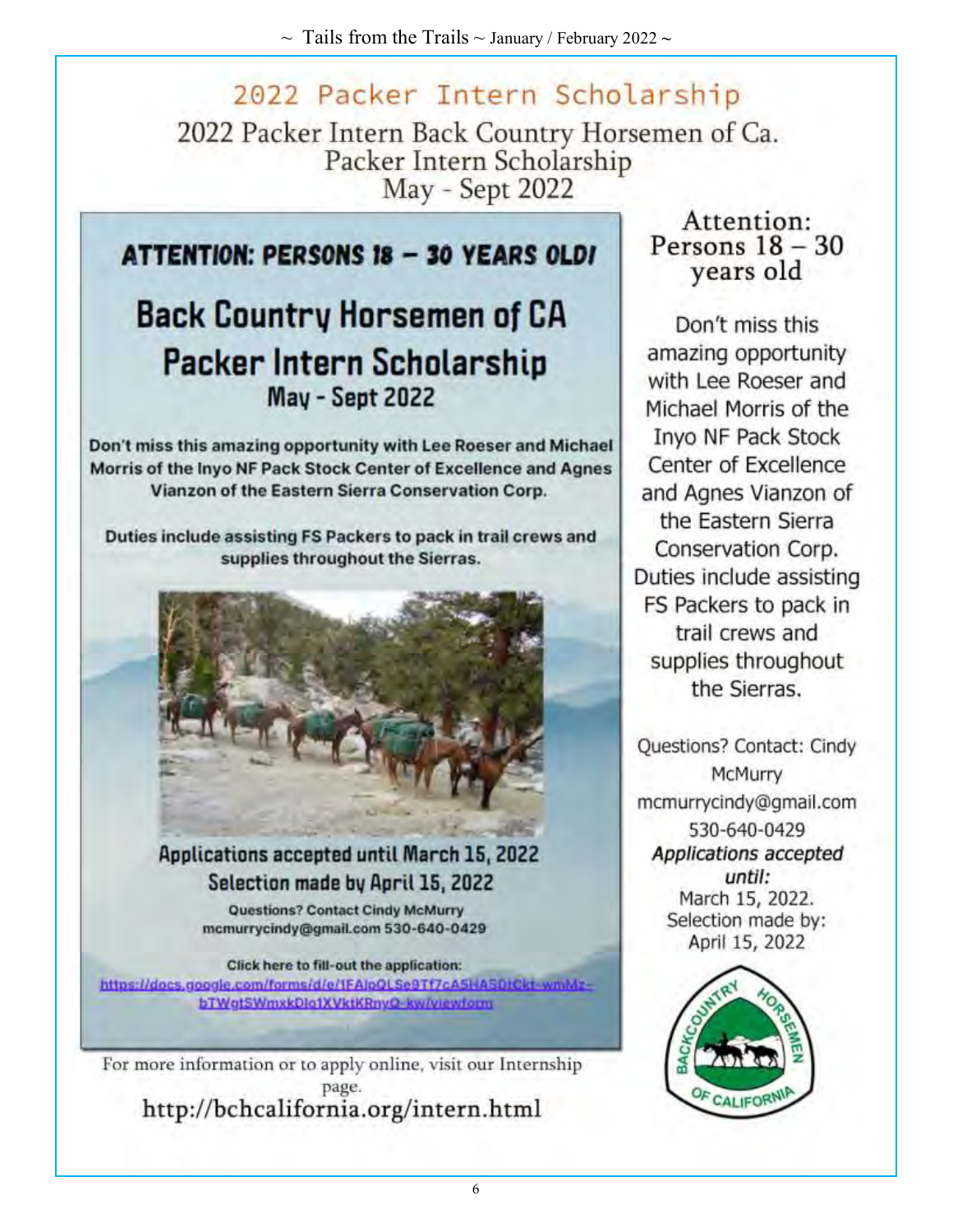# 2022 Packer Intern Scholarship

## 2022 Packer Intern Back Country Horsemen of Ca. Packer Intern Scholarship May - Sept 2022

**ATTENTION: PERSONS 18 – 30 YEARS OLD!**

## Back Country Horsemen of CA Packer Intern Scholarship

**May - Sept 2022**

**Don't miss this amazing opportunity with Lee Roeser and Michael Morris of the Inyo NF Pack Stock Center of Excellence and Agnes Vianzon of the Eastern Sierra Conservation Corp.**

**Duties include assisting FS Packers to pack in trail crews and supplies throughout the Sierras.**

**Applications accepted until March 15, 2022**

**Selection made by April 15, 2022**

**Questions? Contact Cindy McMurry mcmurrycindy@gmail.com 530-640-0429**

**Click here to fill-out the application:**
https://docs.google.com/forms/d/e/1FAIpQLSe9Tf7cA5HA5DtCkt-wmMz-bTWgtSWmxkDIo1XVktKRnyQ-kw/viewform

For more information or to apply online, visit our Internship page.

http://bchcalifornia.org/intern.html

Attention: Persons 18 – 30 years old

Don't miss this amazing opportunity with Lee Roeser and Michael Morris of the Inyo NF Pack Stock Center of Excellence and Agnes Vianzon of the Eastern Sierra Conservation Corp. Duties include assisting FS Packers to pack in trail crews and supplies throughout the Sierras.

Questions? Contact: Cindy McMurry mcmurrycindy@gmail.com 530-640-0429

***Applications accepted until:***
March 15, 2022.
Selection made by:
April 15, 2022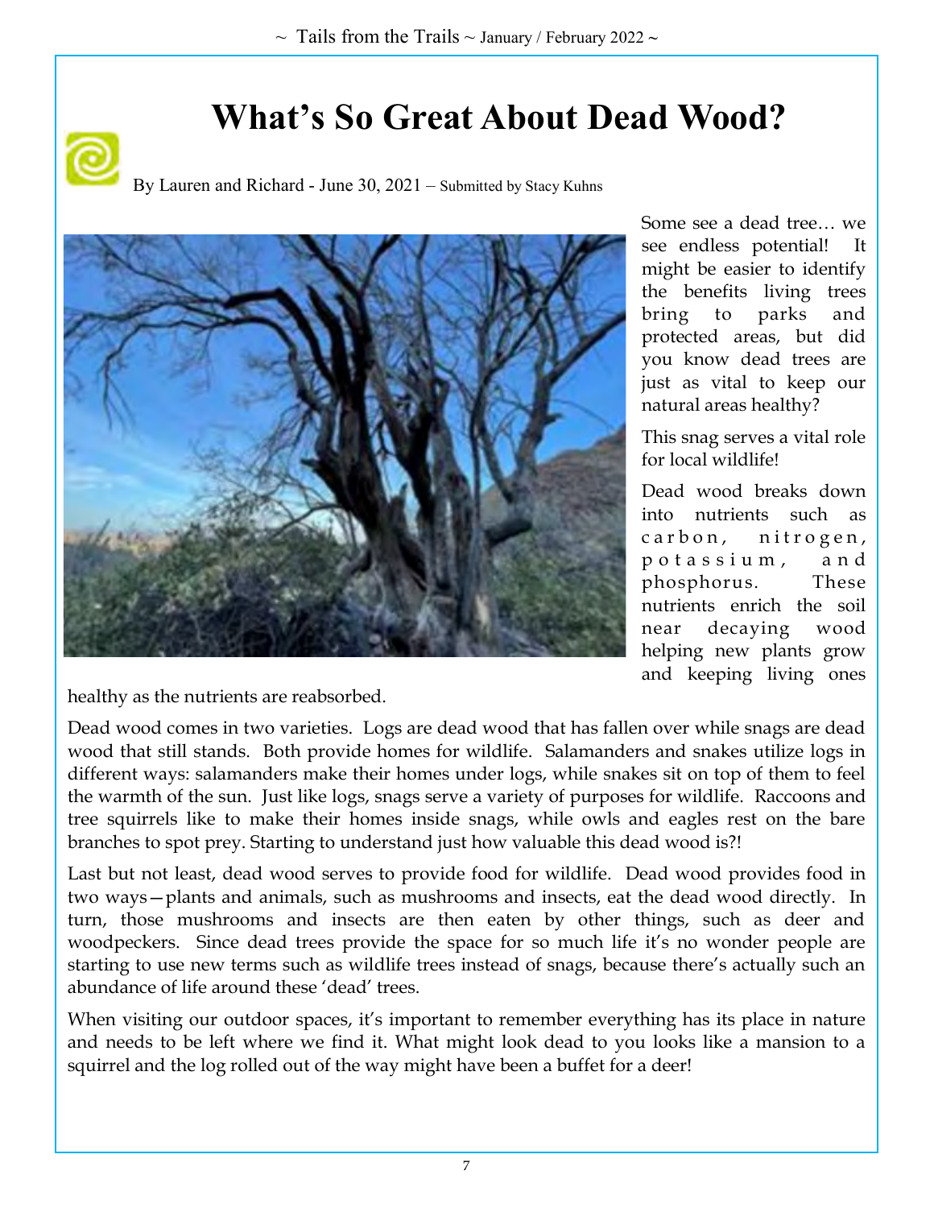# What's So Great About Dead Wood?

By Lauren and Richard - June 30, 2021 – Submitted by Stacy Kuhns

Some see a dead tree… we see endless potential! It might be easier to identify the benefits living trees bring to parks and protected areas, but did you know dead trees are just as vital to keep our natural areas healthy?

This snag serves a vital role for local wildlife!

Dead wood breaks down into nutrients such as carbon, nitrogen, potassium, and phosphorus. These nutrients enrich the soil near decaying wood helping new plants grow and keeping living ones healthy as the nutrients are reabsorbed.

Dead wood comes in two varieties. Logs are dead wood that has fallen over while snags are dead wood that still stands. Both provide homes for wildlife. Salamanders and snakes utilize logs in different ways: salamanders make their homes under logs, while snakes sit on top of them to feel the warmth of the sun. Just like logs, snags serve a variety of purposes for wildlife. Raccoons and tree squirrels like to make their homes inside snags, while owls and eagles rest on the bare branches to spot prey. Starting to understand just how valuable this dead wood is?!

Last but not least, dead wood serves to provide food for wildlife. Dead wood provides food in two ways—plants and animals, such as mushrooms and insects, eat the dead wood directly. In turn, those mushrooms and insects are then eaten by other things, such as deer and woodpeckers. Since dead trees provide the space for so much life it's no wonder people are starting to use new terms such as wildlife trees instead of snags, because there's actually such an abundance of life around these 'dead' trees.

When visiting our outdoor spaces, it's important to remember everything has its place in nature and needs to be left where we find it. What might look dead to you looks like a mansion to a squirrel and the log rolled out of the way might have been a buffet for a deer!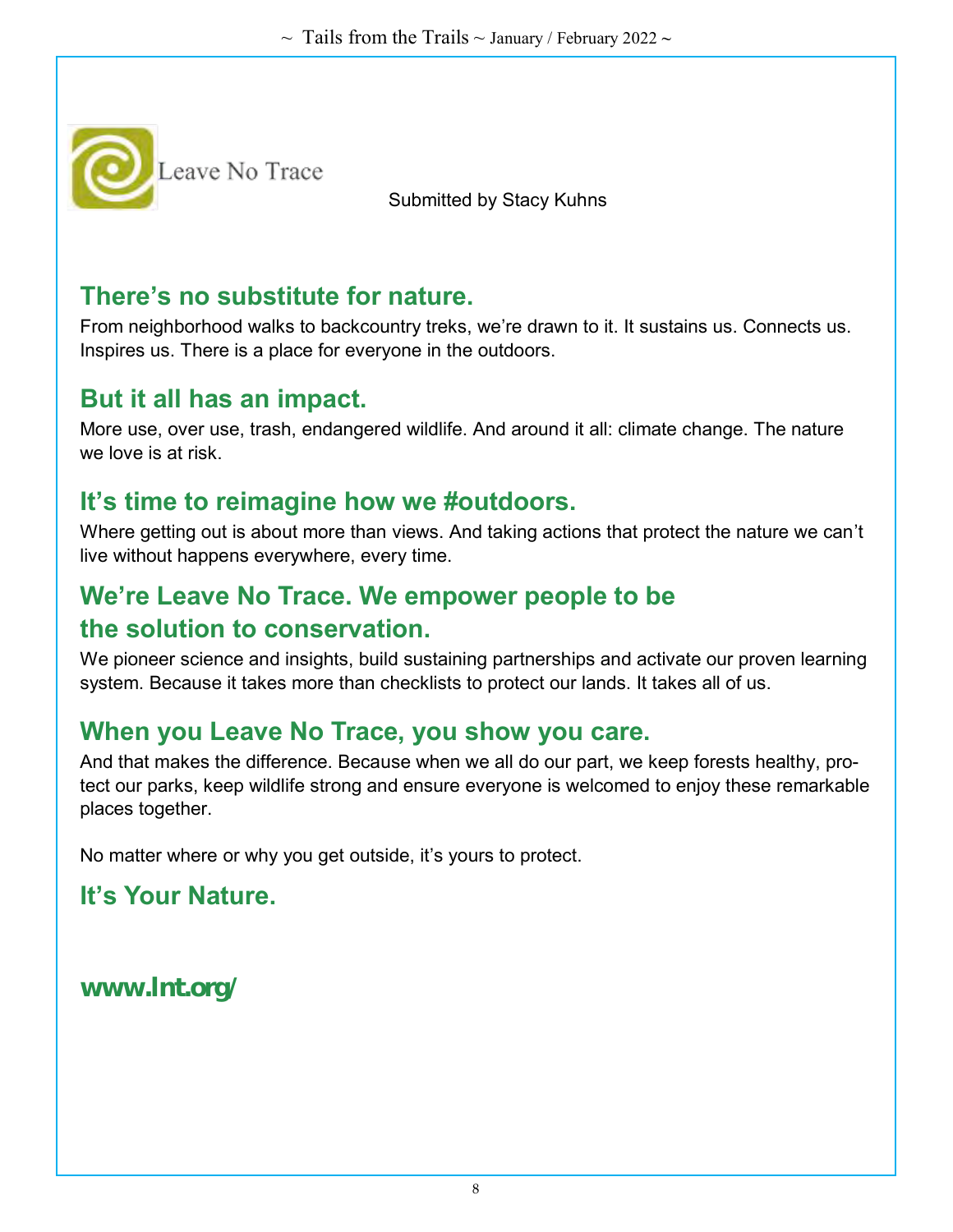Leave No Trace

Submitted by Stacy Kuhns

## There's no substitute for nature.

From neighborhood walks to backcountry treks, we're drawn to it. It sustains us. Connects us. Inspires us. There is a place for everyone in the outdoors.

## But it all has an impact.

More use, over use, trash, endangered wildlife. And around it all: climate change. The nature we love is at risk.

## It's time to reimagine how we #outdoors.

Where getting out is about more than views. And taking actions that protect the nature we can't live without happens everywhere, every time.

## We're Leave No Trace. We empower people to be the solution to conservation.

We pioneer science and insights, build sustaining partnerships and activate our proven learning system. Because it takes more than checklists to protect our lands. It takes all of us.

## When you Leave No Trace, you show you care.

And that makes the difference. Because when we all do our part, we keep forests healthy, protect our parks, keep wildlife strong and ensure everyone is welcomed to enjoy these remarkable places together.

No matter where or why you get outside, it's yours to protect.

## It's Your Nature.

## www.lnt.org/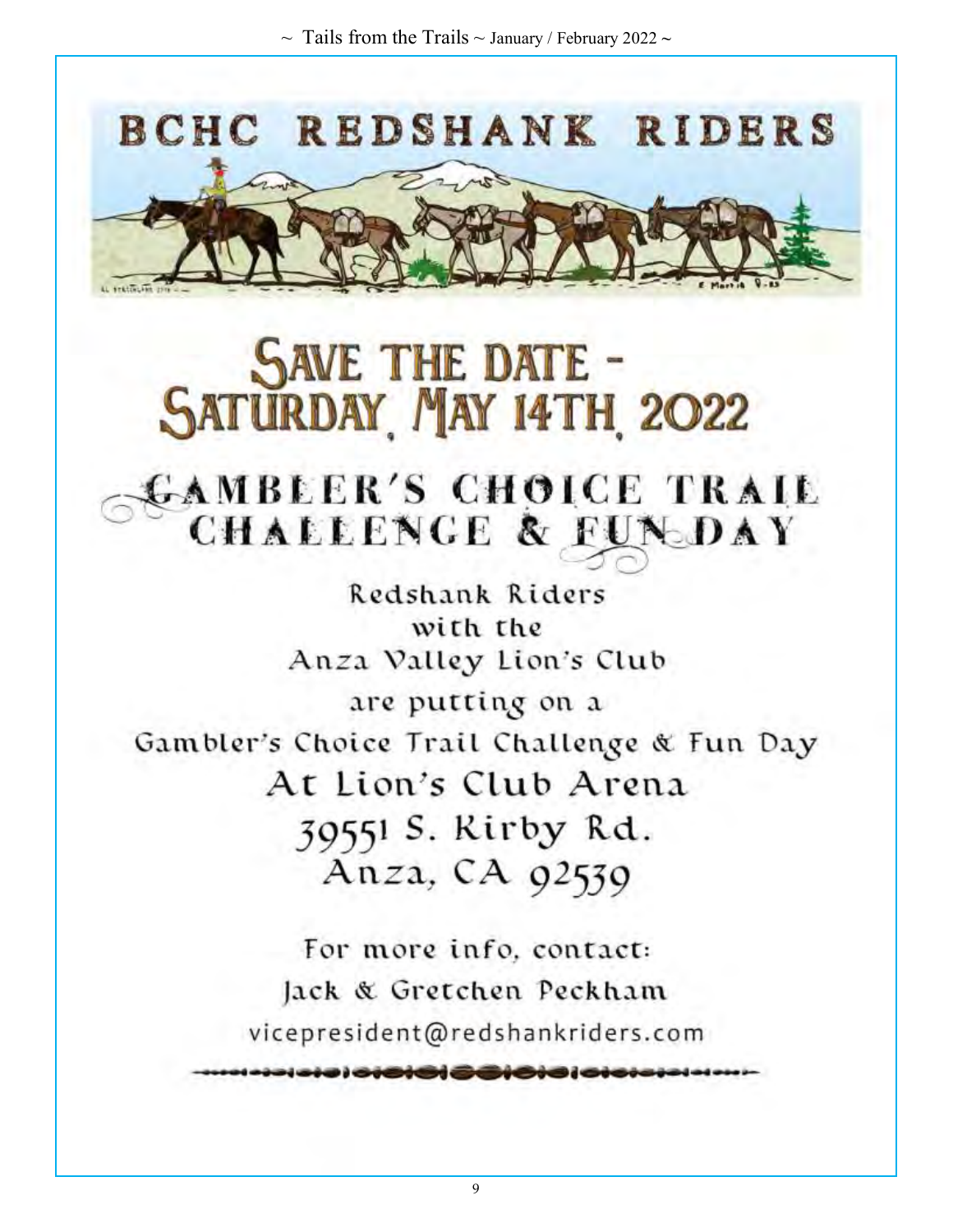# BCHC REDSHANK RIDERS

# SAVE THE DATE - SATURDAY, MAY 14TH, 2022

## GAMBLER'S CHOICE TRAIL CHALLENGE & FUN DAY

Redshank Riders
with the
Anza Valley Lion's Club
are putting on a
Gambler's Choice Trail Challenge & Fun Day

At Lion's Club Arena
39551 S. Kirby Rd.
Anza, CA 92539

For more info, contact:
Jack & Gretchen Peckham
vicepresident@redshankriders.com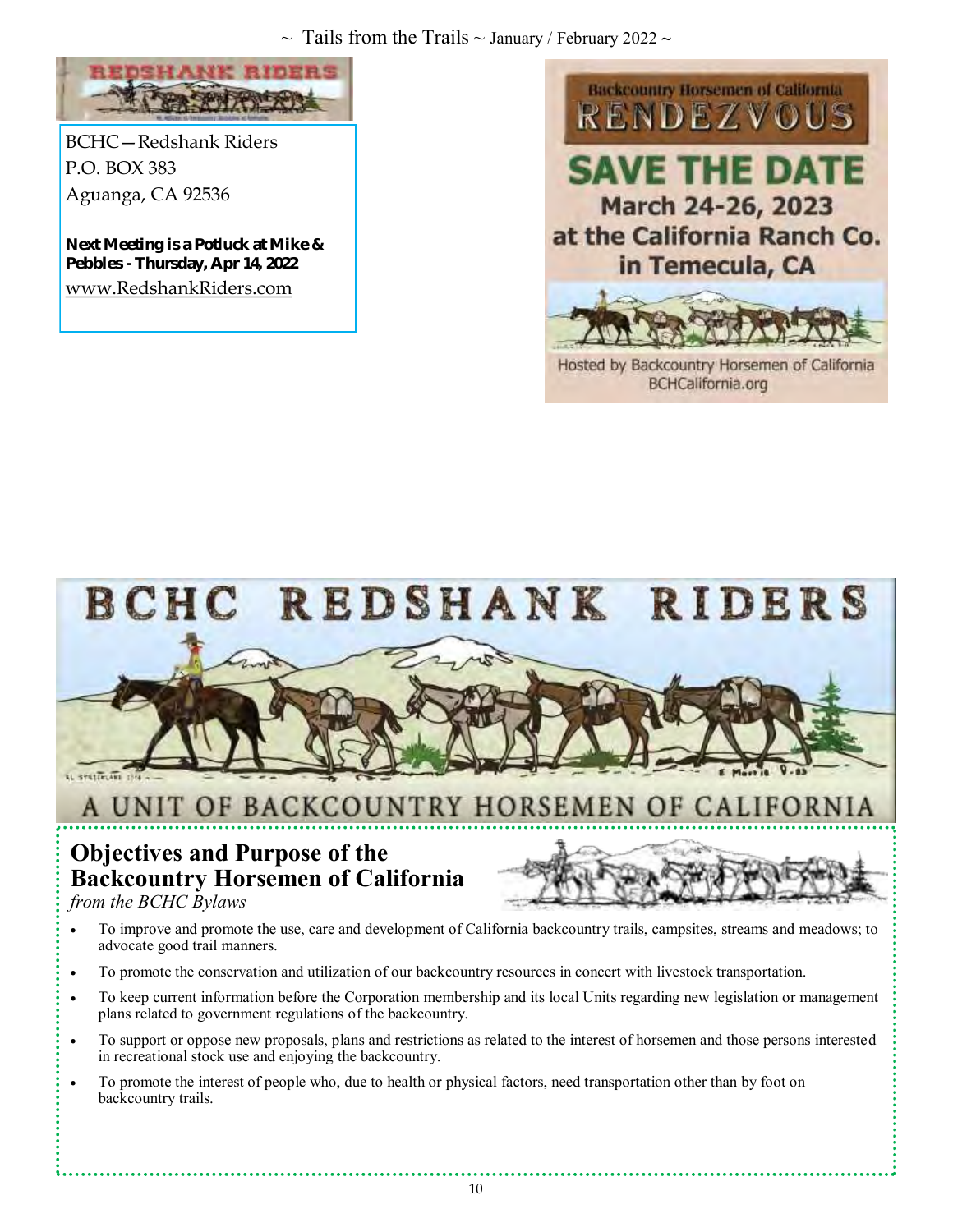BCHC—Redshank Riders
P.O. BOX 383
Aguanga, CA 92536

**Next Meeting is a Potluck at Mike & Pebbles - Thursday, Apr 14, 2022**
www.RedshankRiders.com

Backcountry Horsemen of California
RENDEZVOUS

SAVE THE DATE
March 24-26, 2023
at the California Ranch Co.
in Temecula, CA

Hosted by Backcountry Horsemen of California
BCHCalifornia.org

BCHC REDSHANK RIDERS
A UNIT OF BACKCOUNTRY HORSEMEN OF CALIFORNIA

## Objectives and Purpose of the Backcountry Horsemen of California

*from the BCHC Bylaws*

- To improve and promote the use, care and development of California backcountry trails, campsites, streams and meadows; to advocate good trail manners.
- To promote the conservation and utilization of our backcountry resources in concert with livestock transportation.
- To keep current information before the Corporation membership and its local Units regarding new legislation or management plans related to government regulations of the backcountry.
- To support or oppose new proposals, plans and restrictions as related to the interest of horsemen and those persons interested in recreational stock use and enjoying the backcountry.
- To promote the interest of people who, due to health or physical factors, need transportation other than by foot on backcountry trails.